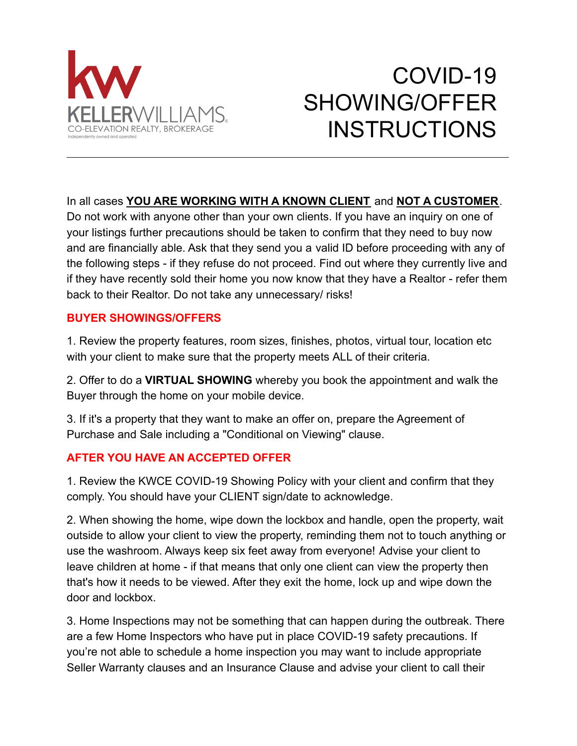KELLERWILLIAMS.
CO-ELEVATION REALTY, BROKERAGE
Independently owned and operated

# COVID-19 SHOWING/OFFER INSTRUCTIONS

---

In all cases **YOU ARE WORKING WITH A KNOWN CLIENT** and **NOT A CUSTOMER**. Do not work with anyone other than your own clients. If you have an inquiry on one of your listings further precautions should be taken to confirm that they need to buy now and are financially able. Ask that they send you a valid ID before proceeding with any of the following steps - if they refuse do not proceed. Find out where they currently live and if they have recently sold their home you now know that they have a Realtor - refer them back to their Realtor. Do not take any unnecessary/ risks!

## BUYER SHOWINGS/OFFERS

1. Review the property features, room sizes, finishes, photos, virtual tour, location etc with your client to make sure that the property meets ALL of their criteria.

2. Offer to do a **VIRTUAL SHOWING** whereby you book the appointment and walk the Buyer through the home on your mobile device.

3. If it's a property that they want to make an offer on, prepare the Agreement of Purchase and Sale including a "Conditional on Viewing" clause.

## AFTER YOU HAVE AN ACCEPTED OFFER

1. Review the KWCE COVID-19 Showing Policy with your client and confirm that they comply. You should have your CLIENT sign/date to acknowledge.

2. When showing the home, wipe down the lockbox and handle, open the property, wait outside to allow your client to view the property, reminding them not to touch anything or use the washroom. Always keep six feet away from everyone! Advise your client to leave children at home - if that means that only one client can view the property then that's how it needs to be viewed. After they exit the home, lock up and wipe down the door and lockbox.

3. Home Inspections may not be something that can happen during the outbreak. There are a few Home Inspectors who have put in place COVID-19 safety precautions. If you're not able to schedule a home inspection you may want to include appropriate Seller Warranty clauses and an Insurance Clause and advise your client to call their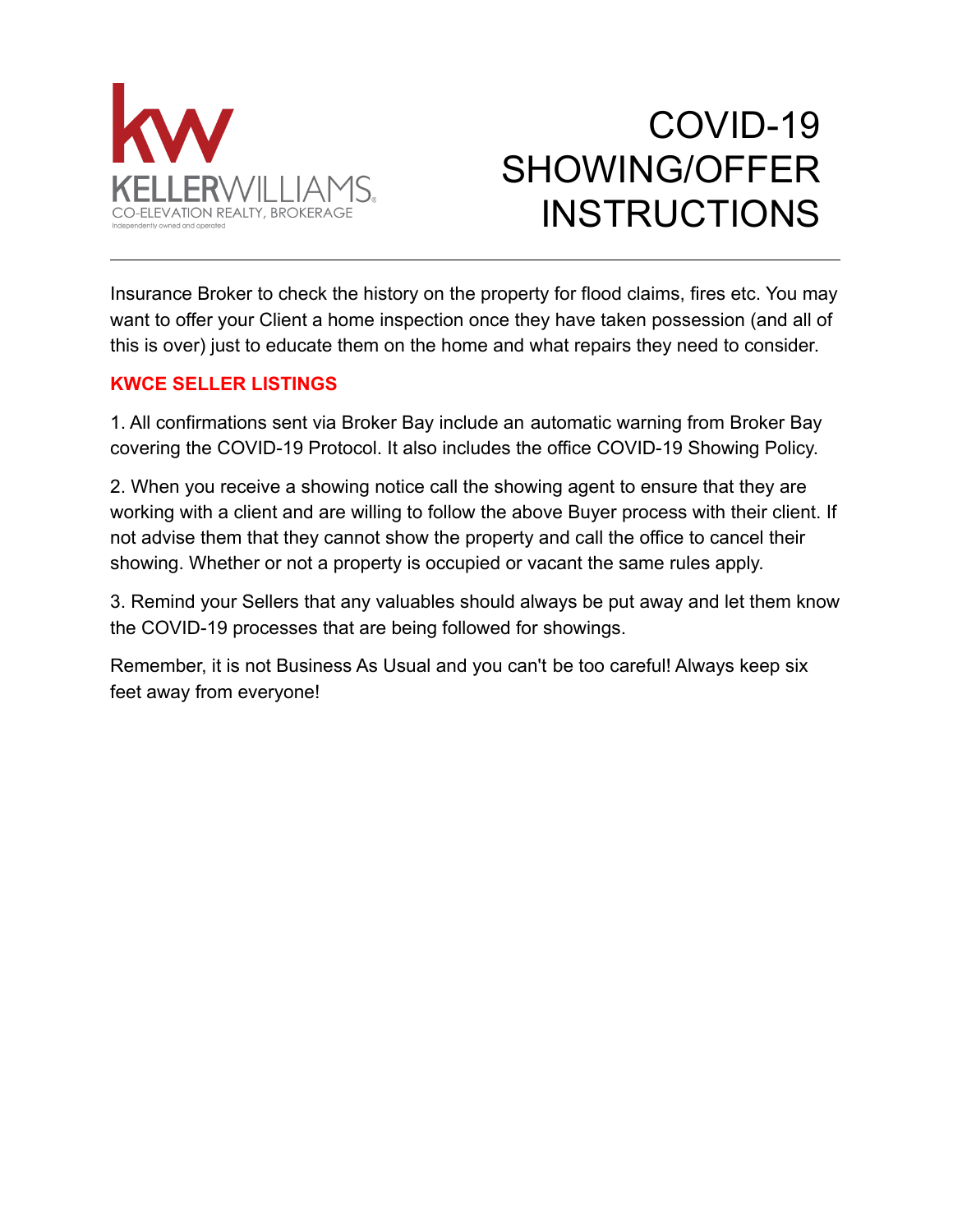# COVID-19 SHOWING/OFFER INSTRUCTIONS

Insurance Broker to check the history on the property for flood claims, fires etc. You may want to offer your Client a home inspection once they have taken possession (and all of this is over) just to educate them on the home and what repairs they need to consider.

**KWCE SELLER LISTINGS**

1. All confirmations sent via Broker Bay include an automatic warning from Broker Bay covering the COVID-19 Protocol. It also includes the office COVID-19 Showing Policy.

2. When you receive a showing notice call the showing agent to ensure that they are working with a client and are willing to follow the above Buyer process with their client. If not advise them that they cannot show the property and call the office to cancel their showing. Whether or not a property is occupied or vacant the same rules apply.

3. Remind your Sellers that any valuables should always be put away and let them know the COVID-19 processes that are being followed for showings.

Remember, it is not Business As Usual and you can't be too careful! Always keep six feet away from everyone!